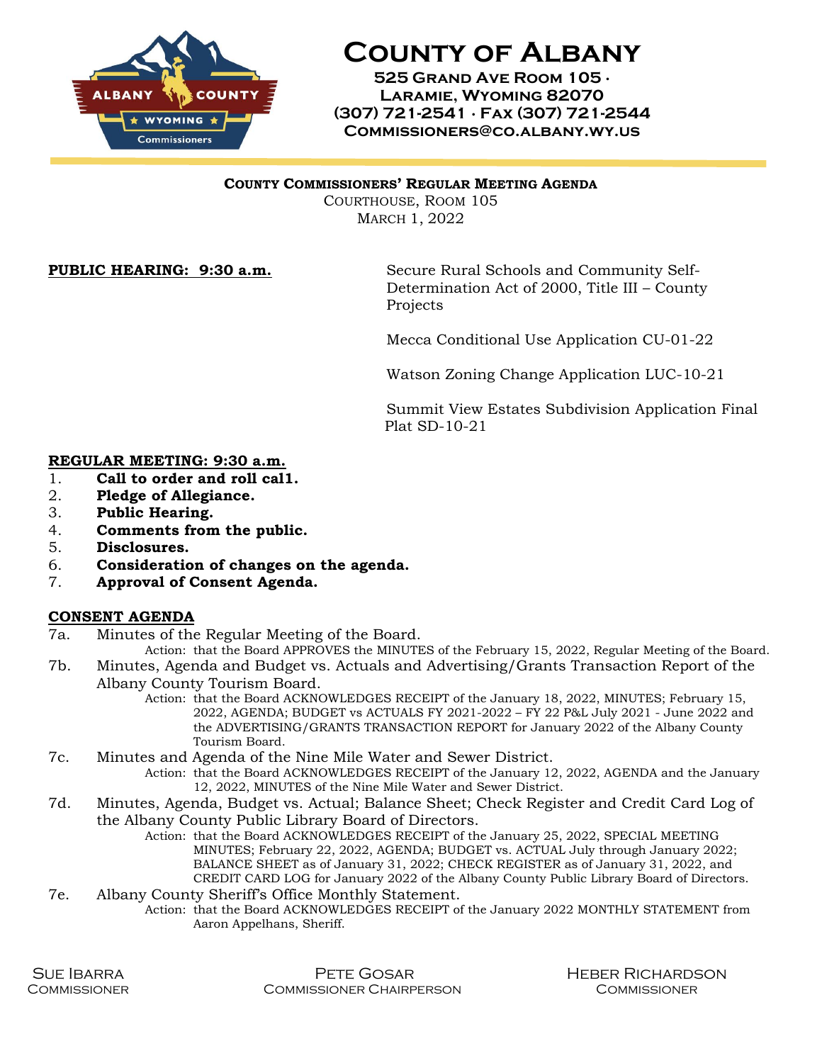# County of Albany

**525 Grand Ave Room 105 ·**
**Laramie, Wyoming 82070**
**(307) 721-2541 · Fax (307) 721-2544**
**Commissioners@co.albany.wy.us**

**County Commissioners' Regular Meeting Agenda**
Courthouse, Room 105
March 1, 2022

**PUBLIC HEARING: 9:30 a.m.**

Secure Rural Schools and Community Self-Determination Act of 2000, Title III – County Projects

Mecca Conditional Use Application CU-01-22

Watson Zoning Change Application LUC-10-21

Summit View Estates Subdivision Application Final Plat SD-10-21

**REGULAR MEETING: 9:30 a.m.**

1. **Call to order and roll cal1.**
2. **Pledge of Allegiance.**
3. **Public Hearing.**
4. **Comments from the public.**
5. **Disclosures.**
6. **Consideration of changes on the agenda.**
7. **Approval of Consent Agenda.**

**CONSENT AGENDA**

7a. Minutes of the Regular Meeting of the Board.
Action: that the Board APPROVES the MINUTES of the February 15, 2022, Regular Meeting of the Board.

7b. Minutes, Agenda and Budget vs. Actuals and Advertising/Grants Transaction Report of the Albany County Tourism Board.
Action: that the Board ACKNOWLEDGES RECEIPT of the January 18, 2022, MINUTES; February 15, 2022, AGENDA; BUDGET vs ACTUALS FY 2021-2022 – FY 22 P&L July 2021 - June 2022 and the ADVERTISING/GRANTS TRANSACTION REPORT for January 2022 of the Albany County Tourism Board.

7c. Minutes and Agenda of the Nine Mile Water and Sewer District.
Action: that the Board ACKNOWLEDGES RECEIPT of the January 12, 2022, AGENDA and the January 12, 2022, MINUTES of the Nine Mile Water and Sewer District.

7d. Minutes, Agenda, Budget vs. Actual; Balance Sheet; Check Register and Credit Card Log of the Albany County Public Library Board of Directors.
Action: that the Board ACKNOWLEDGES RECEIPT of the January 25, 2022, SPECIAL MEETING MINUTES; February 22, 2022, AGENDA; BUDGET vs. ACTUAL July through January 2022; BALANCE SHEET as of January 31, 2022; CHECK REGISTER as of January 31, 2022, and CREDIT CARD LOG for January 2022 of the Albany County Public Library Board of Directors.

7e. Albany County Sheriff's Office Monthly Statement.
Action: that the Board ACKNOWLEDGES RECEIPT of the January 2022 MONTHLY STATEMENT from Aaron Appelhans, Sheriff.

Sue Ibarra, Commissioner | Pete Gosar, Commissioner Chairperson | Heber Richardson, Commissioner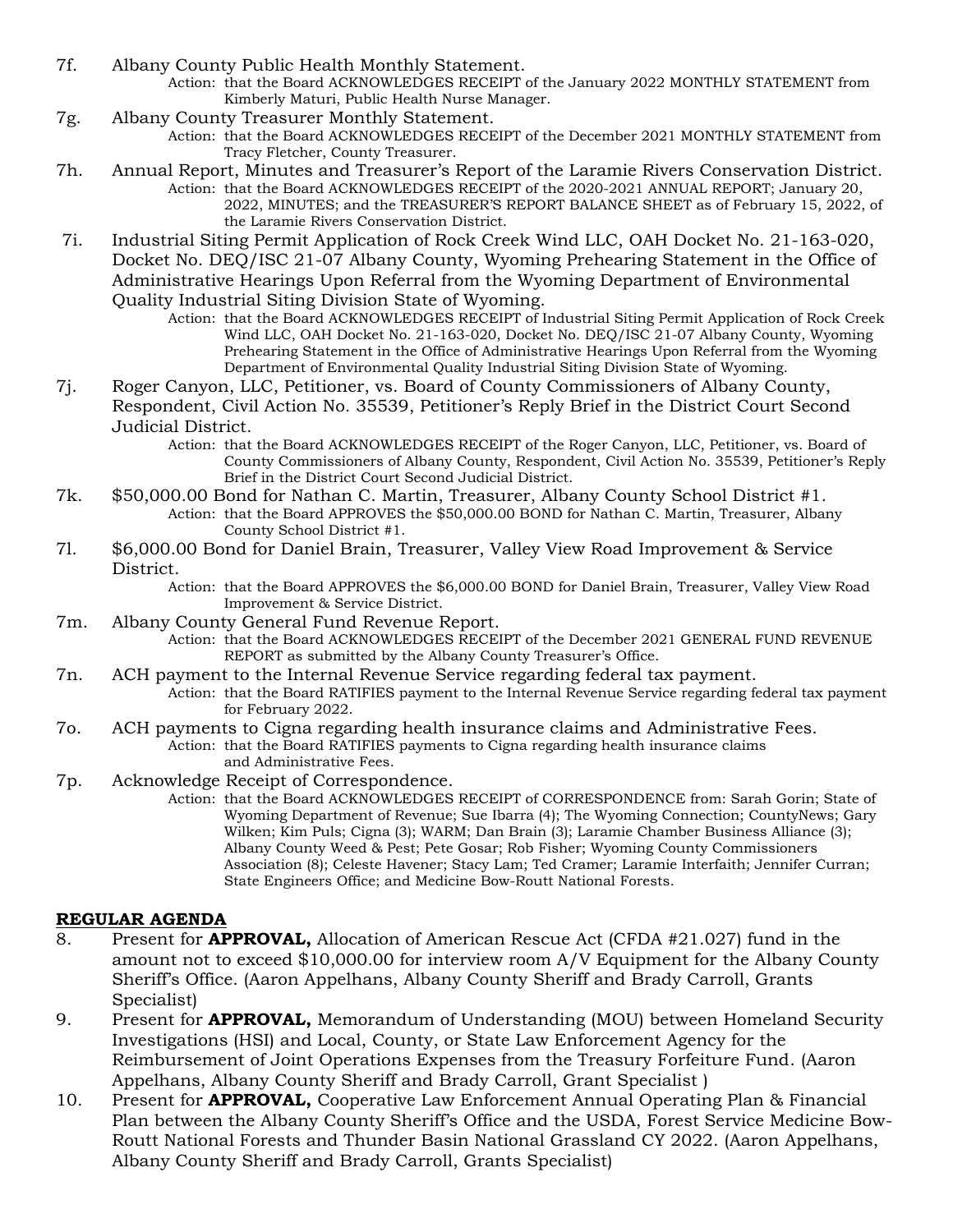7f. Albany County Public Health Monthly Statement.

Action: that the Board ACKNOWLEDGES RECEIPT of the January 2022 MONTHLY STATEMENT from Kimberly Maturi, Public Health Nurse Manager.

7g. Albany County Treasurer Monthly Statement.

Action: that the Board ACKNOWLEDGES RECEIPT of the December 2021 MONTHLY STATEMENT from Tracy Fletcher, County Treasurer.

7h. Annual Report, Minutes and Treasurer's Report of the Laramie Rivers Conservation District.

Action: that the Board ACKNOWLEDGES RECEIPT of the 2020-2021 ANNUAL REPORT; January 20, 2022, MINUTES; and the TREASURER'S REPORT BALANCE SHEET as of February 15, 2022, of the Laramie Rivers Conservation District.

7i. Industrial Siting Permit Application of Rock Creek Wind LLC, OAH Docket No. 21-163-020, Docket No. DEQ/ISC 21-07 Albany County, Wyoming Prehearing Statement in the Office of Administrative Hearings Upon Referral from the Wyoming Department of Environmental Quality Industrial Siting Division State of Wyoming.

Action: that the Board ACKNOWLEDGES RECEIPT of Industrial Siting Permit Application of Rock Creek Wind LLC, OAH Docket No. 21-163-020, Docket No. DEQ/ISC 21-07 Albany County, Wyoming Prehearing Statement in the Office of Administrative Hearings Upon Referral from the Wyoming Department of Environmental Quality Industrial Siting Division State of Wyoming.

7j. Roger Canyon, LLC, Petitioner, vs. Board of County Commissioners of Albany County, Respondent, Civil Action No. 35539, Petitioner's Reply Brief in the District Court Second Judicial District.

Action: that the Board ACKNOWLEDGES RECEIPT of the Roger Canyon, LLC, Petitioner, vs. Board of County Commissioners of Albany County, Respondent, Civil Action No. 35539, Petitioner's Reply Brief in the District Court Second Judicial District.

7k. $50,000.00 Bond for Nathan C. Martin, Treasurer, Albany County School District #1.

Action: that the Board APPROVES the $50,000.00 BOND for Nathan C. Martin, Treasurer, Albany County School District #1.

7l. $6,000.00 Bond for Daniel Brain, Treasurer, Valley View Road Improvement & Service District.

Action: that the Board APPROVES the $6,000.00 BOND for Daniel Brain, Treasurer, Valley View Road Improvement & Service District.

7m. Albany County General Fund Revenue Report.

Action: that the Board ACKNOWLEDGES RECEIPT of the December 2021 GENERAL FUND REVENUE REPORT as submitted by the Albany County Treasurer's Office.

7n. ACH payment to the Internal Revenue Service regarding federal tax payment.

Action: that the Board RATIFIES payment to the Internal Revenue Service regarding federal tax payment for February 2022.

7o. ACH payments to Cigna regarding health insurance claims and Administrative Fees.

Action: that the Board RATIFIES payments to Cigna regarding health insurance claims and Administrative Fees.

7p. Acknowledge Receipt of Correspondence.

Action: that the Board ACKNOWLEDGES RECEIPT of CORRESPONDENCE from: Sarah Gorin; State of Wyoming Department of Revenue; Sue Ibarra (4); The Wyoming Connection; CountyNews; Gary Wilken; Kim Puls; Cigna (3); WARM; Dan Brain (3); Laramie Chamber Business Alliance (3); Albany County Weed & Pest; Pete Gosar; Rob Fisher; Wyoming County Commissioners Association (8); Celeste Havener; Stacy Lam; Ted Cramer; Laramie Interfaith; Jennifer Curran; State Engineers Office; and Medicine Bow-Routt National Forests.

## REGULAR AGENDA

8. Present for **APPROVAL,** Allocation of American Rescue Act (CFDA #21.027) fund in the amount not to exceed $10,000.00 for interview room A/V Equipment for the Albany County Sheriff's Office. (Aaron Appelhans, Albany County Sheriff and Brady Carroll, Grants Specialist)
9. Present for **APPROVAL,** Memorandum of Understanding (MOU) between Homeland Security Investigations (HSI) and Local, County, or State Law Enforcement Agency for the Reimbursement of Joint Operations Expenses from the Treasury Forfeiture Fund. (Aaron Appelhans, Albany County Sheriff and Brady Carroll, Grant Specialist )
10. Present for **APPROVAL,** Cooperative Law Enforcement Annual Operating Plan & Financial Plan between the Albany County Sheriff's Office and the USDA, Forest Service Medicine Bow-Routt National Forests and Thunder Basin National Grassland CY 2022. (Aaron Appelhans, Albany County Sheriff and Brady Carroll, Grants Specialist)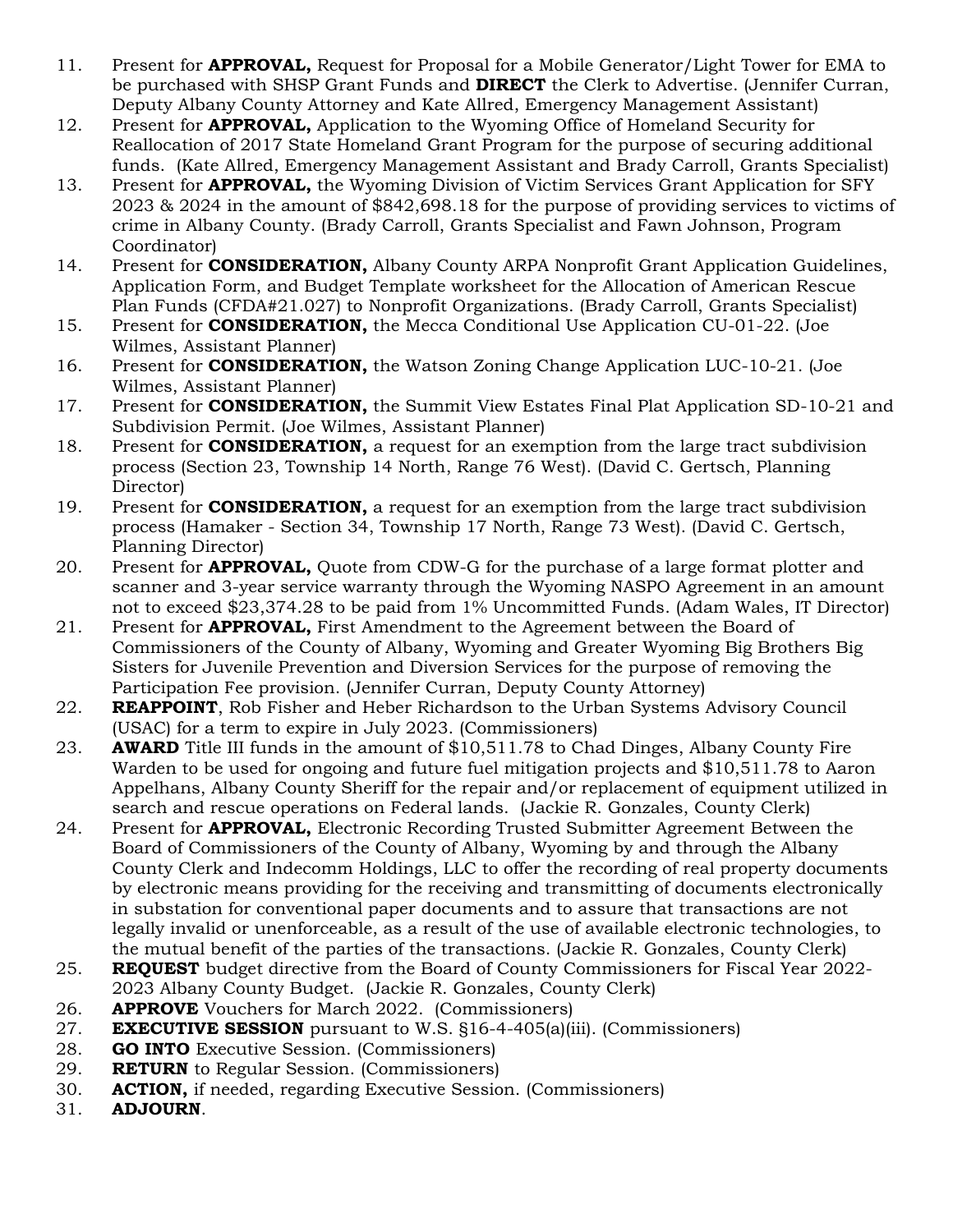11. Present for **APPROVAL,** Request for Proposal for a Mobile Generator/Light Tower for EMA to be purchased with SHSP Grant Funds and **DIRECT** the Clerk to Advertise. (Jennifer Curran, Deputy Albany County Attorney and Kate Allred, Emergency Management Assistant)
12. Present for **APPROVAL,** Application to the Wyoming Office of Homeland Security for Reallocation of 2017 State Homeland Grant Program for the purpose of securing additional funds. (Kate Allred, Emergency Management Assistant and Brady Carroll, Grants Specialist)
13. Present for **APPROVAL,** the Wyoming Division of Victim Services Grant Application for SFY 2023 & 2024 in the amount of $842,698.18 for the purpose of providing services to victims of crime in Albany County. (Brady Carroll, Grants Specialist and Fawn Johnson, Program Coordinator)
14. Present for **CONSIDERATION,** Albany County ARPA Nonprofit Grant Application Guidelines, Application Form, and Budget Template worksheet for the Allocation of American Rescue Plan Funds (CFDA#21.027) to Nonprofit Organizations. (Brady Carroll, Grants Specialist)
15. Present for **CONSIDERATION,** the Mecca Conditional Use Application CU-01-22. (Joe Wilmes, Assistant Planner)
16. Present for **CONSIDERATION,** the Watson Zoning Change Application LUC-10-21. (Joe Wilmes, Assistant Planner)
17. Present for **CONSIDERATION,** the Summit View Estates Final Plat Application SD-10-21 and Subdivision Permit. (Joe Wilmes, Assistant Planner)
18. Present for **CONSIDERATION,** a request for an exemption from the large tract subdivision process (Section 23, Township 14 North, Range 76 West). (David C. Gertsch, Planning Director)
19. Present for **CONSIDERATION,** a request for an exemption from the large tract subdivision process (Hamaker - Section 34, Township 17 North, Range 73 West). (David C. Gertsch, Planning Director)
20. Present for **APPROVAL,** Quote from CDW-G for the purchase of a large format plotter and scanner and 3-year service warranty through the Wyoming NASPO Agreement in an amount not to exceed $23,374.28 to be paid from 1% Uncommitted Funds. (Adam Wales, IT Director)
21. Present for **APPROVAL,** First Amendment to the Agreement between the Board of Commissioners of the County of Albany, Wyoming and Greater Wyoming Big Brothers Big Sisters for Juvenile Prevention and Diversion Services for the purpose of removing the Participation Fee provision. (Jennifer Curran, Deputy County Attorney)
22. **REAPPOINT**, Rob Fisher and Heber Richardson to the Urban Systems Advisory Council (USAC) for a term to expire in July 2023. (Commissioners)
23. **AWARD** Title III funds in the amount of $10,511.78 to Chad Dinges, Albany County Fire Warden to be used for ongoing and future fuel mitigation projects and $10,511.78 to Aaron Appelhans, Albany County Sheriff for the repair and/or replacement of equipment utilized in search and rescue operations on Federal lands. (Jackie R. Gonzales, County Clerk)
24. Present for **APPROVAL,** Electronic Recording Trusted Submitter Agreement Between the Board of Commissioners of the County of Albany, Wyoming by and through the Albany County Clerk and Indecomm Holdings, LLC to offer the recording of real property documents by electronic means providing for the receiving and transmitting of documents electronically in substation for conventional paper documents and to assure that transactions are not legally invalid or unenforceable, as a result of the use of available electronic technologies, to the mutual benefit of the parties of the transactions. (Jackie R. Gonzales, County Clerk)
25. **REQUEST** budget directive from the Board of County Commissioners for Fiscal Year 2022-2023 Albany County Budget. (Jackie R. Gonzales, County Clerk)
26. **APPROVE** Vouchers for March 2022. (Commissioners)
27. **EXECUTIVE SESSION** pursuant to W.S. §16-4-405(a)(iii). (Commissioners)
28. **GO INTO** Executive Session. (Commissioners)
29. **RETURN** to Regular Session. (Commissioners)
30. **ACTION,** if needed, regarding Executive Session. (Commissioners)
31. **ADJOURN**.